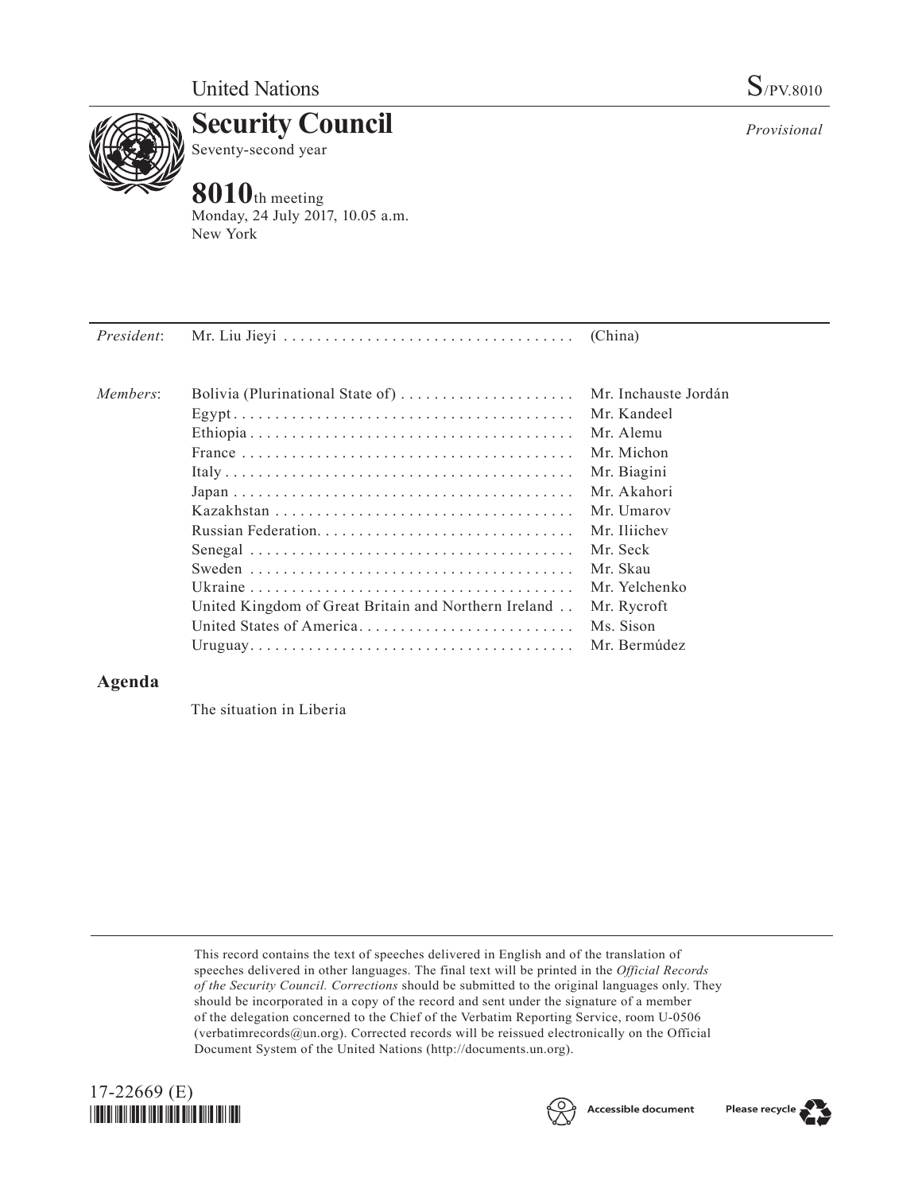United Nations

S/PV.8010

# Security Council

Seventy-second year

*Provisional*

## 8010th meeting

Monday, 24 July 2017, 10.05 a.m.
New York

| | | |
|---|---|---|
| *President*: | Mr. Liu Jieyi | (China) |
| *Members*: | Bolivia (Plurinational State of) | Mr. Inchauste Jordán |
| | Egypt | Mr. Kandeel |
| | Ethiopia | Mr. Alemu |
| | France | Mr. Michon |
| | Italy | Mr. Biagini |
| | Japan | Mr. Akahori |
| | Kazakhstan | Mr. Umarov |
| | Russian Federation | Mr. Iliichev |
| | Senegal | Mr. Seck |
| | Sweden | Mr. Skau |
| | Ukraine | Mr. Yelchenko |
| | United Kingdom of Great Britain and Northern Ireland | Mr. Rycroft |
| | United States of America | Ms. Sison |
| | Uruguay | Mr. Bermúdez |

## Agenda

The situation in Liberia

This record contains the text of speeches delivered in English and of the translation of speeches delivered in other languages. The final text will be printed in the *Official Records of the Security Council. Corrections* should be submitted to the original languages only. They should be incorporated in a copy of the record and sent under the signature of a member of the delegation concerned to the Chief of the Verbatim Reporting Service, room U-0506 (verbatimrecords@un.org). Corrected records will be reissued electronically on the Official Document System of the United Nations (http://documents.un.org).

17-22669 (E)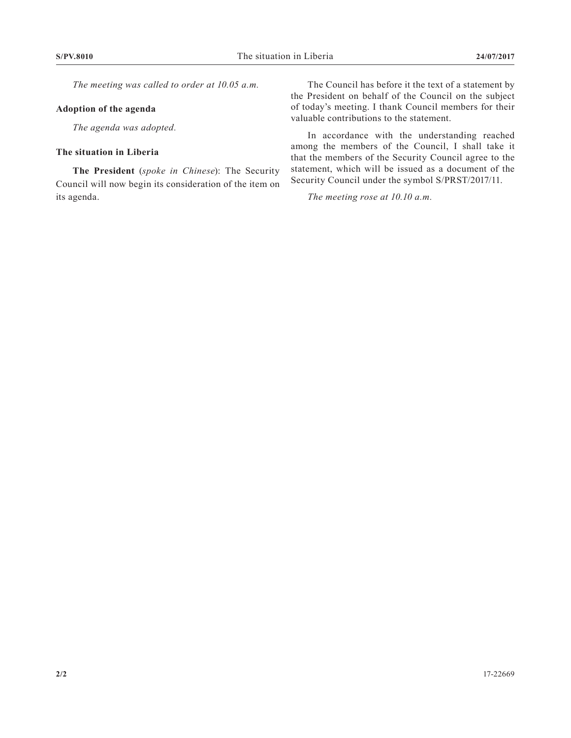*The meeting was called to order at 10.05 a.m.*

## Adoption of the agenda

*The agenda was adopted.*

## The situation in Liberia

**The President** (*spoke in Chinese*): The Security Council will now begin its consideration of the item on its agenda.

The Council has before it the text of a statement by the President on behalf of the Council on the subject of today's meeting. I thank Council members for their valuable contributions to the statement.

In accordance with the understanding reached among the members of the Council, I shall take it that the members of the Security Council agree to the statement, which will be issued as a document of the Security Council under the symbol S/PRST/2017/11.

*The meeting rose at 10.10 a.m.*